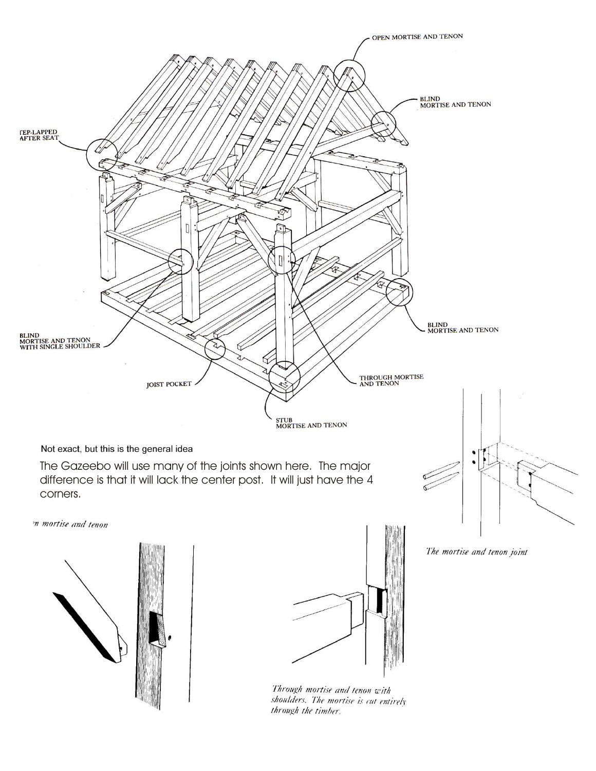OPEN MORTISE AND TENON

BLIND MORTISE AND TENON

TEP-LAPPED AFTER SEAT

BLIND MORTISE AND TENON WITH SINGLE SHOULDER

BLIND MORTISE AND TENON

JOIST POCKET

THROUGH MORTISE AND TENON

STUB MORTISE AND TENON

Not exact, but this is the general idea

The Gazeebo will use many of the joints shown here. The major difference is that it will lack the center post. It will just have the 4 corners.

*The mortise and tenon joint*

*n mortise and tenon*

*Through mortise and tenon with shoulders. The mortise is cut entirely through the timber.*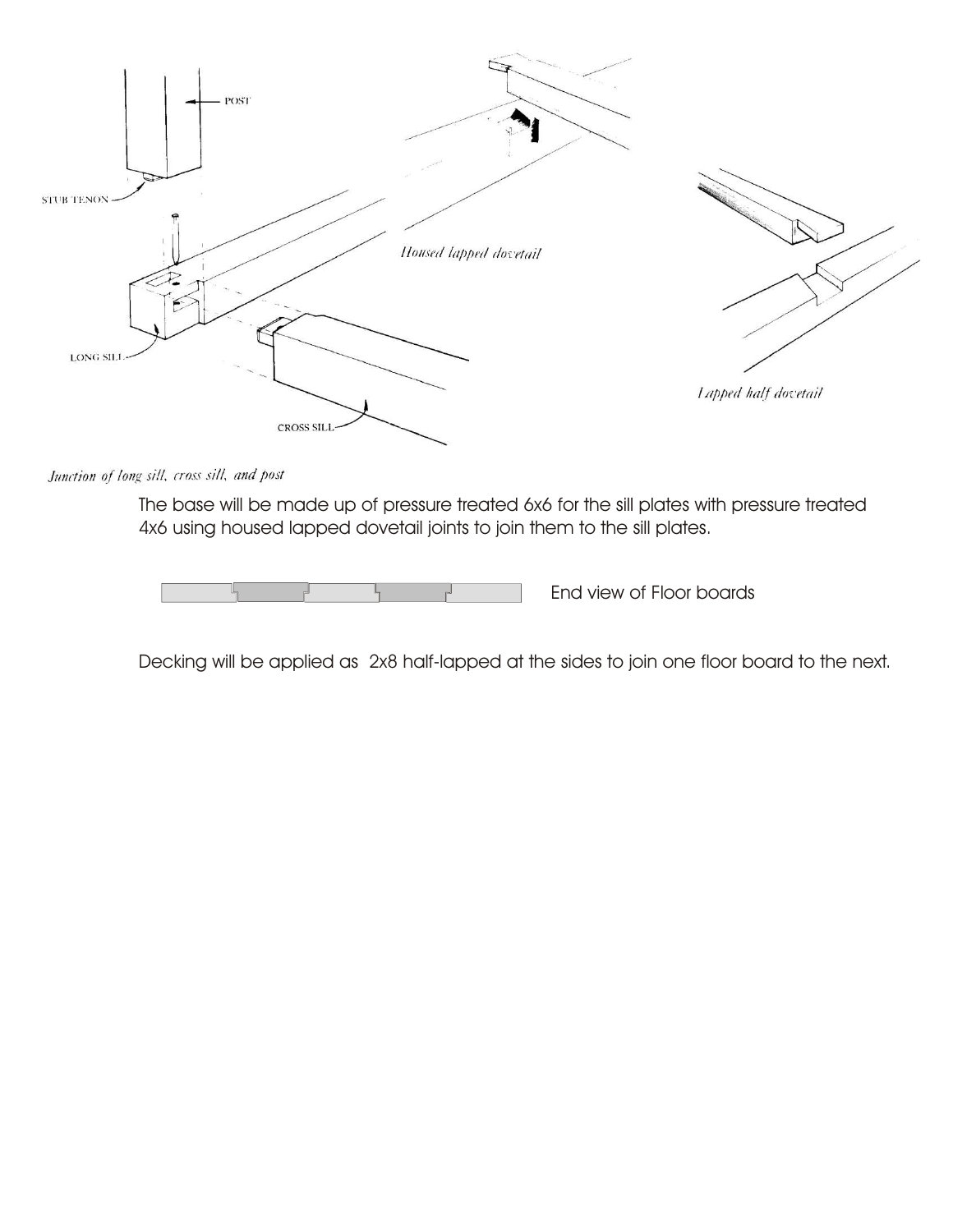POST

STUB TENON

LONG SILL

CROSS SILL

*Housed lapped dovetail*

*Lapped half dovetail*

*Junction of long sill, cross sill, and post*

The base will be made up of pressure treated 6x6 for the sill plates with pressure treated 4x6 using housed lapped dovetail joints to join them to the sill plates.

End view of Floor boards

Decking will be applied as 2x8 half-lapped at the sides to join one floor board to the next.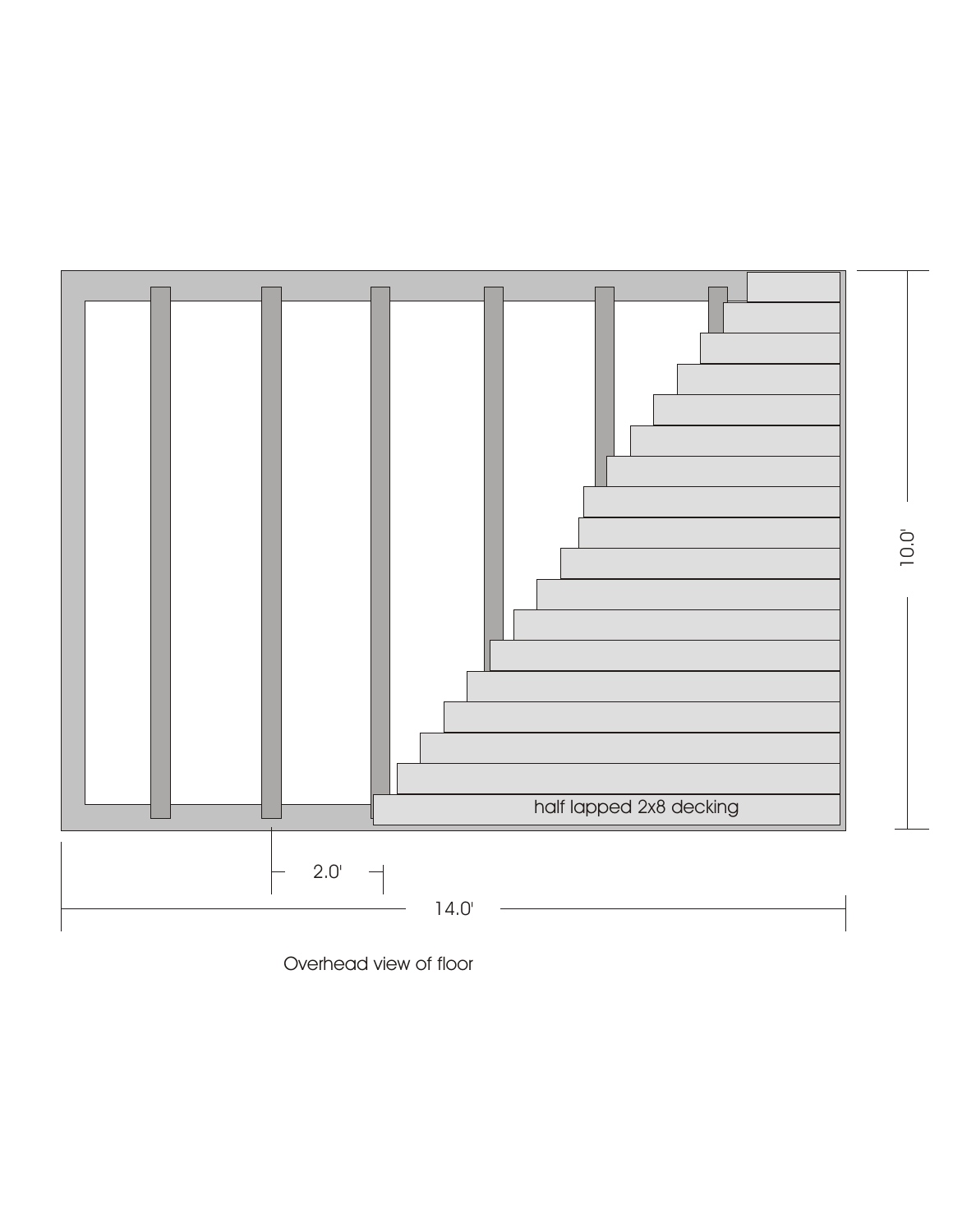half lapped 2x8 decking

10.0'

2.0'

14.0'

Overhead view of floor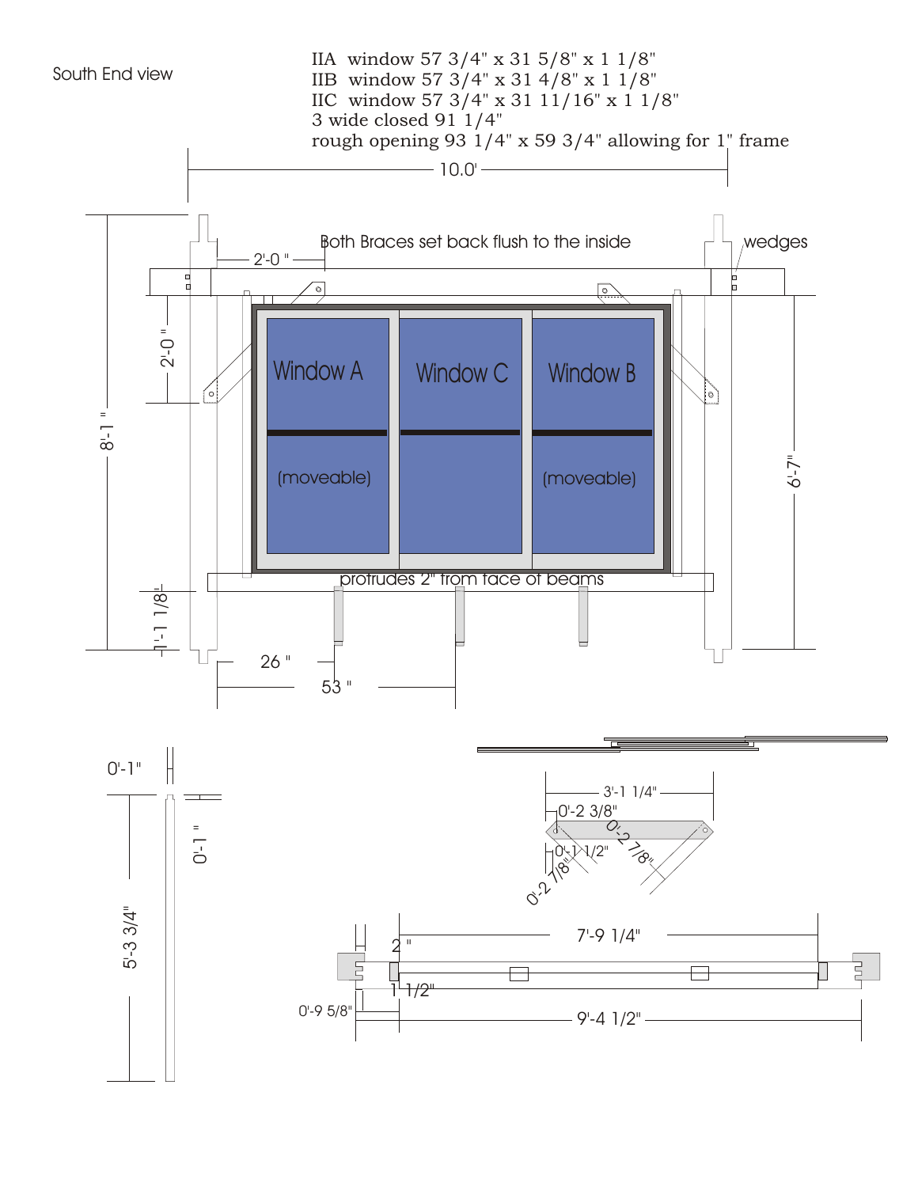South End view

IIA window 57 3/4" x 31 5/8" x 1 1/8"
IIB window 57 3/4" x 31 4/8" x 1 1/8"
IIC window 57 3/4" x 31 11/16" x 1 1/8"
3 wide closed 91 1/4"
rough opening 93 1/4" x 59 3/4" allowing for 1" frame

10.0'

Both Braces set back flush to the inside

wedges

2'-0 "

2'-0 "

8'-1 "

6'-7"

Window A

(moveable)

Window C

Window B

(moveable)

protrudes 2" from face of beams

1'-1 1/8"

26 "

53 "

0'-1"

0'-1 "

5'-3 3/4"

3'-1 1/4"

0'-2 3/8"

0'-2 7/8"

0'-1 1/2"

0'-2 7/8"

7'-9 1/4"

2 "

1 1/2"

0'-9 5/8"

9'-4 1/2"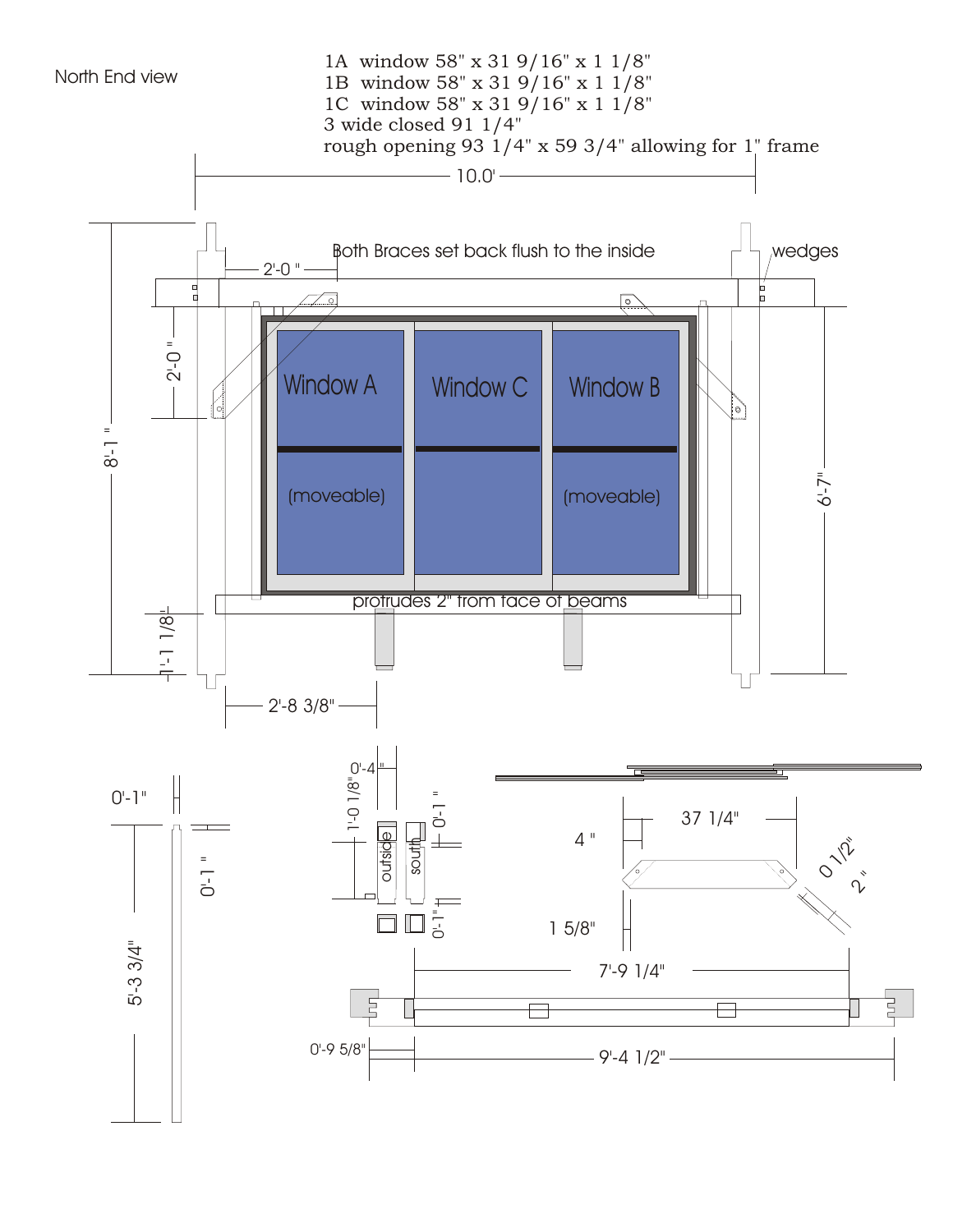North End view

1A window 58" x 31 9/16" x 1 1/8"
1B window 58" x 31 9/16" x 1 1/8"
1C window 58" x 31 9/16" x 1 1/8"
3 wide closed 91 1/4"
rough opening 93 1/4" x 59 3/4" allowing for 1" frame

10.0'

Both Braces set back flush to the inside

wedges

2'-0"

2'-0"

Window A

(moveable)

Window C

Window B

(moveable)

8'-1"

6'-7"

protrudes 2" from face of beams

1'-1 1/8"

2'-8 3/8"

0'-1"

0'-1"

5'-3 3/4"

0'-4"

1'-0 1/8"

0'-1"

outside

south

0'-1"

37 1/4"

4"

0 1/2"

2"

1 5/8"

7'-9 1/4"

0'-9 5/8"

9'-4 1/2"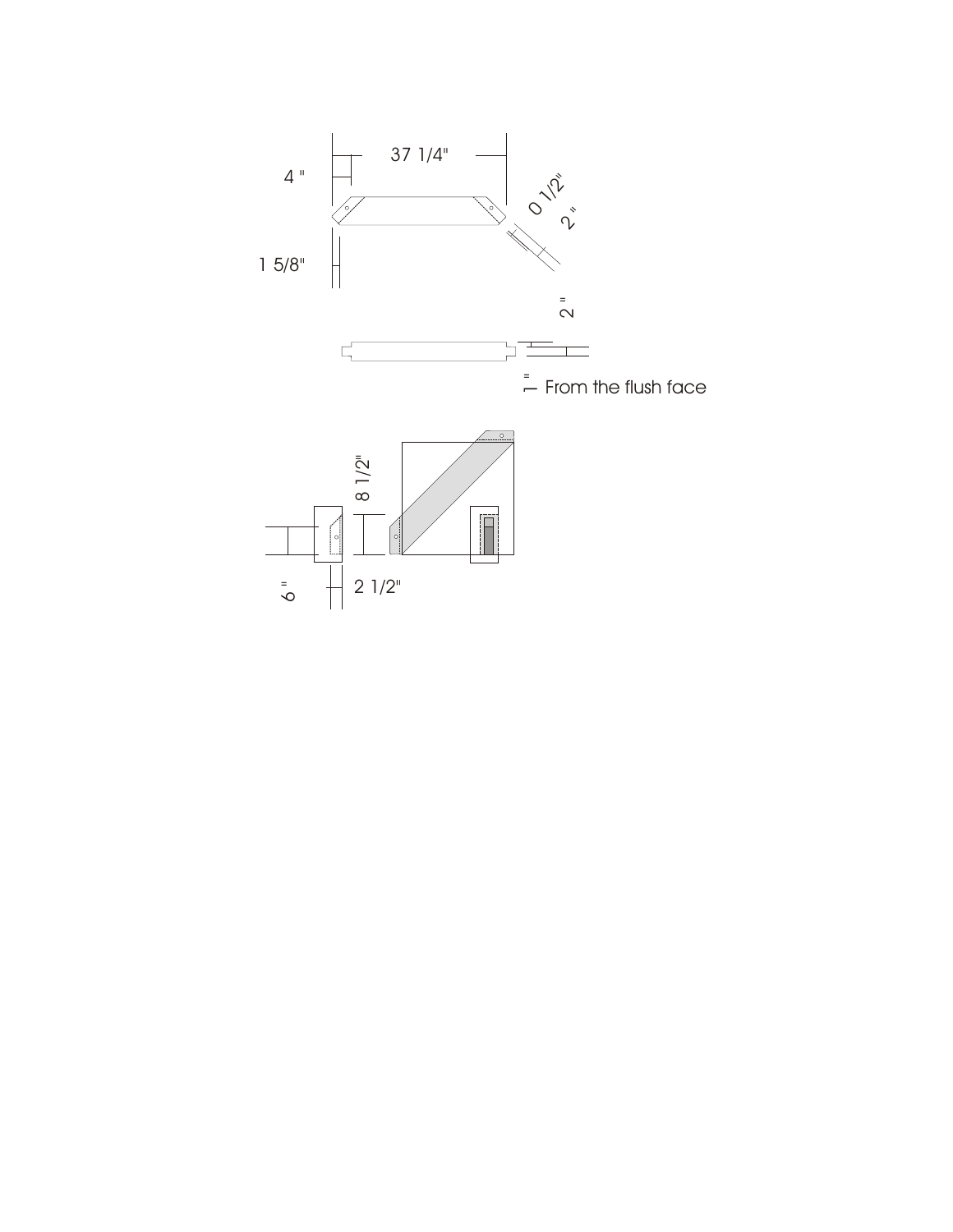4 "

37 1/4"

0 1/2"

2 "

1 5/8"

2 "

1 " From the flush face

8 1/2"

6 "

2 1/2"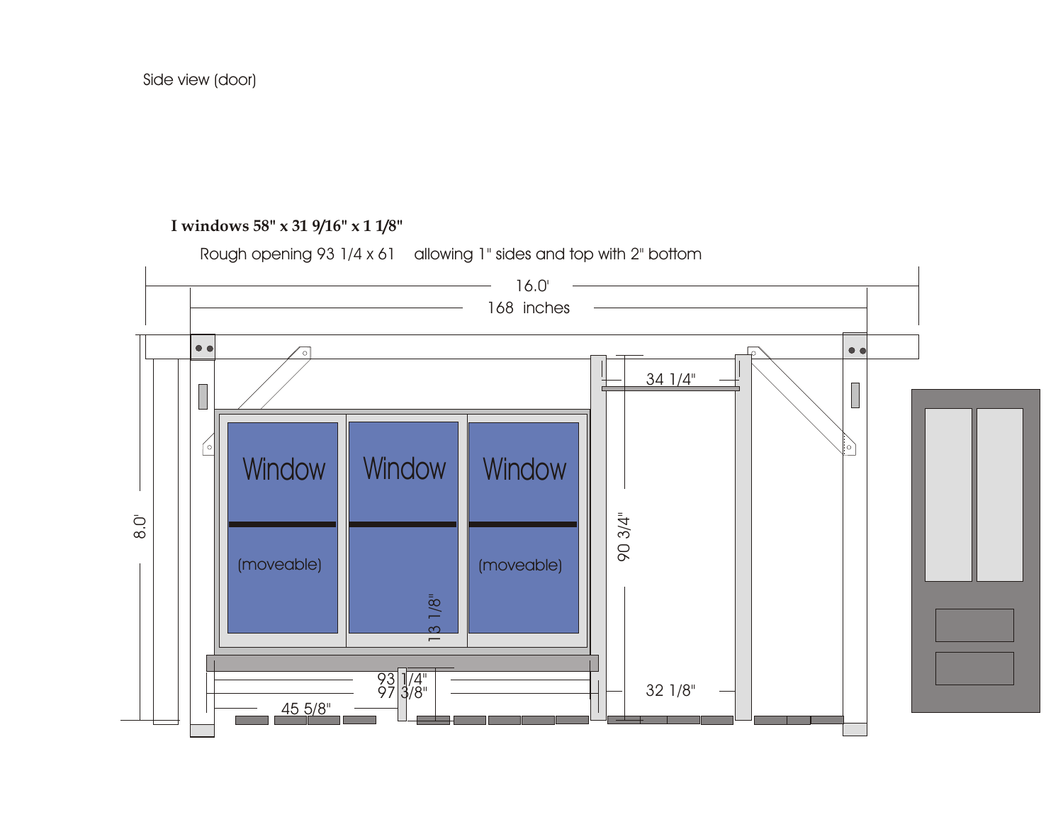Side view (door)

**I windows 58" x 31 9/16" x 1 1/8"**

Rough opening 93 1/4 x 61 allowing 1" sides and top with 2" bottom

16.0'

168 inches

34 1/4"

Window

Window

Window

(moveable)

(moveable)

8.0'

90 3/4"

13 1/8"

93 1/4"

97 3/8"

45 5/8"

32 1/8"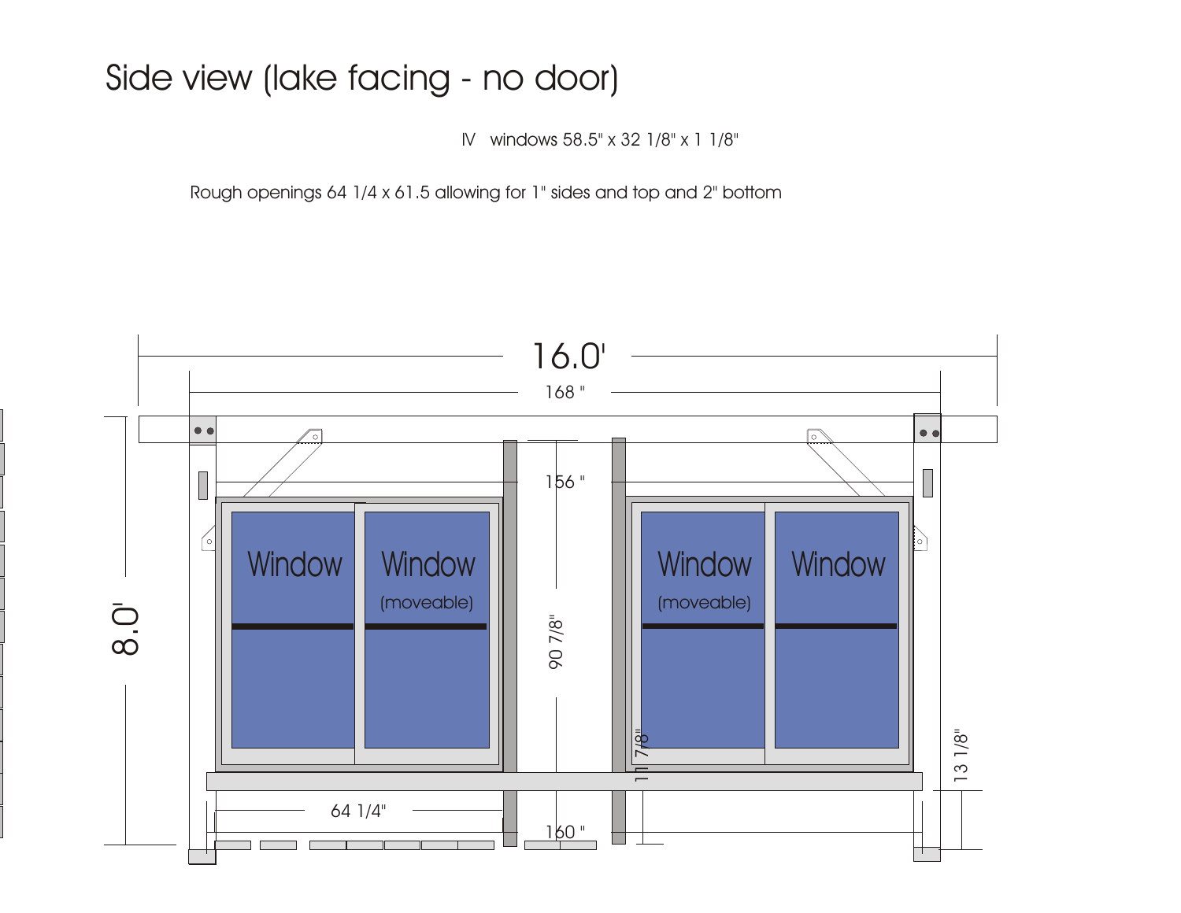# Side view (lake facing - no door)

IV windows 58.5" x 32 1/8" x 1 1/8"

Rough openings 64 1/4 x 61.5 allowing for 1" sides and top and 2" bottom

16.0'

168 "

156 "

Window

Window

(moveable)

Window

(moveable)

Window

8.0'

90 7/8"

11 7/8"

13 1/8"

64 1/4"

160 "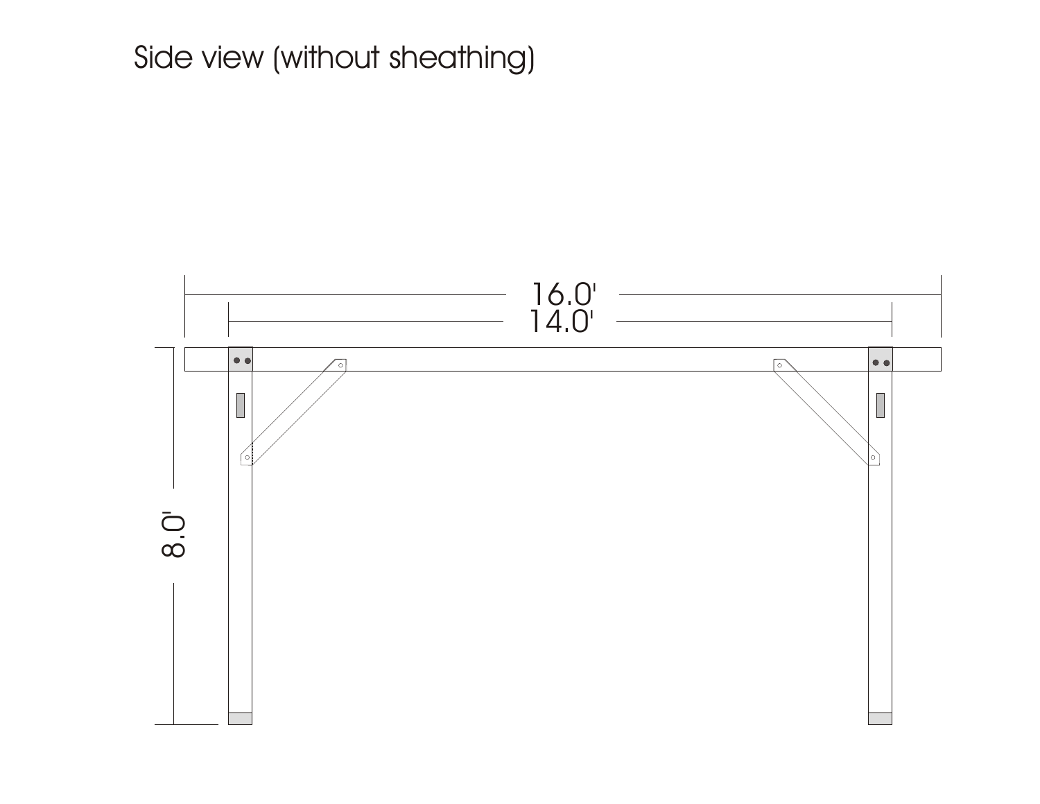# Side view (without sheathing)

16.0'

14.0'

8.0'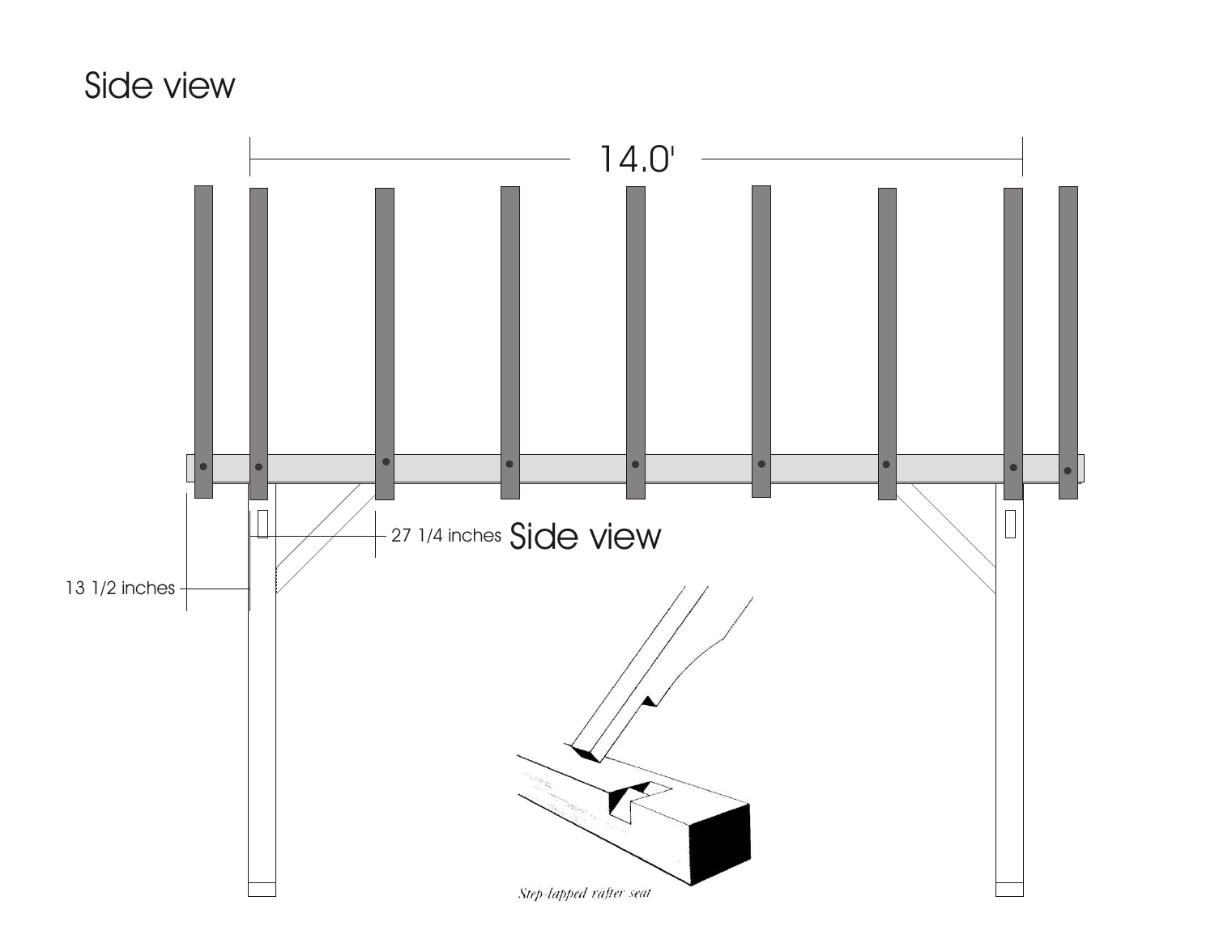# Side view

14.0'

27 1/4 inches

Side view

13 1/2 inches

*Step-lapped rafter seat*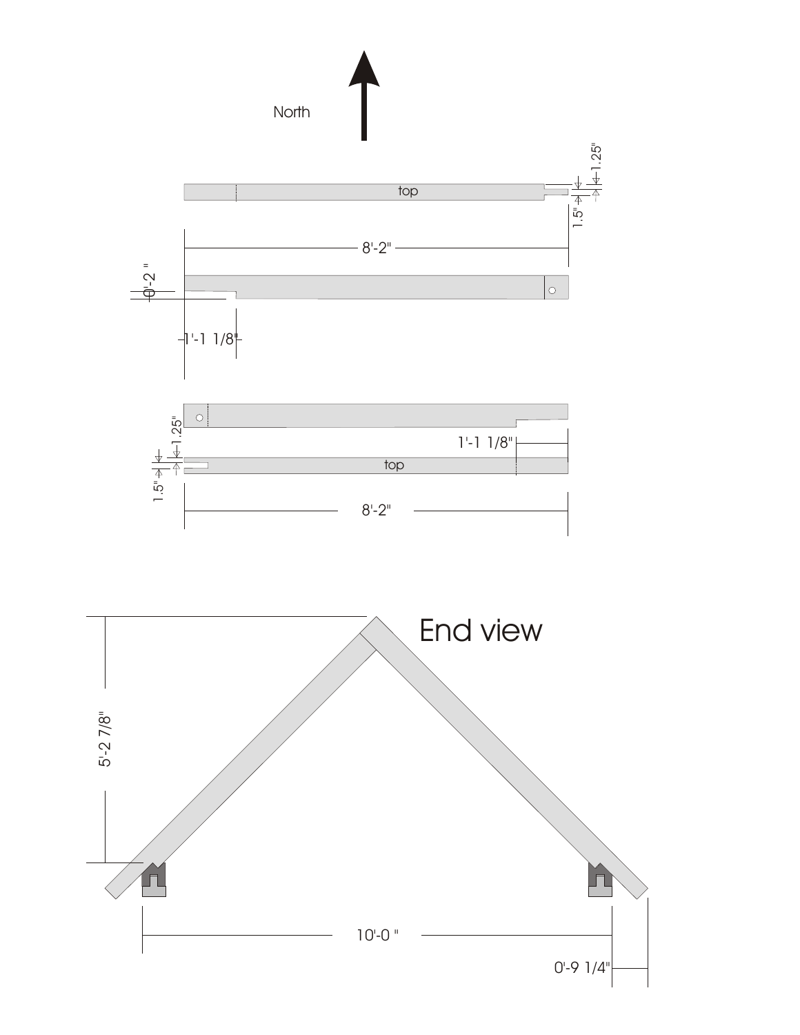North

top

1.25"

1.5"

8'-2"

0'-2 "

1'-1 1/8"

1.25"

1.5"

1'-1 1/8"

top

8'-2"

End view

5'-2 7/8"

10'-0 "

0'-9 1/4"